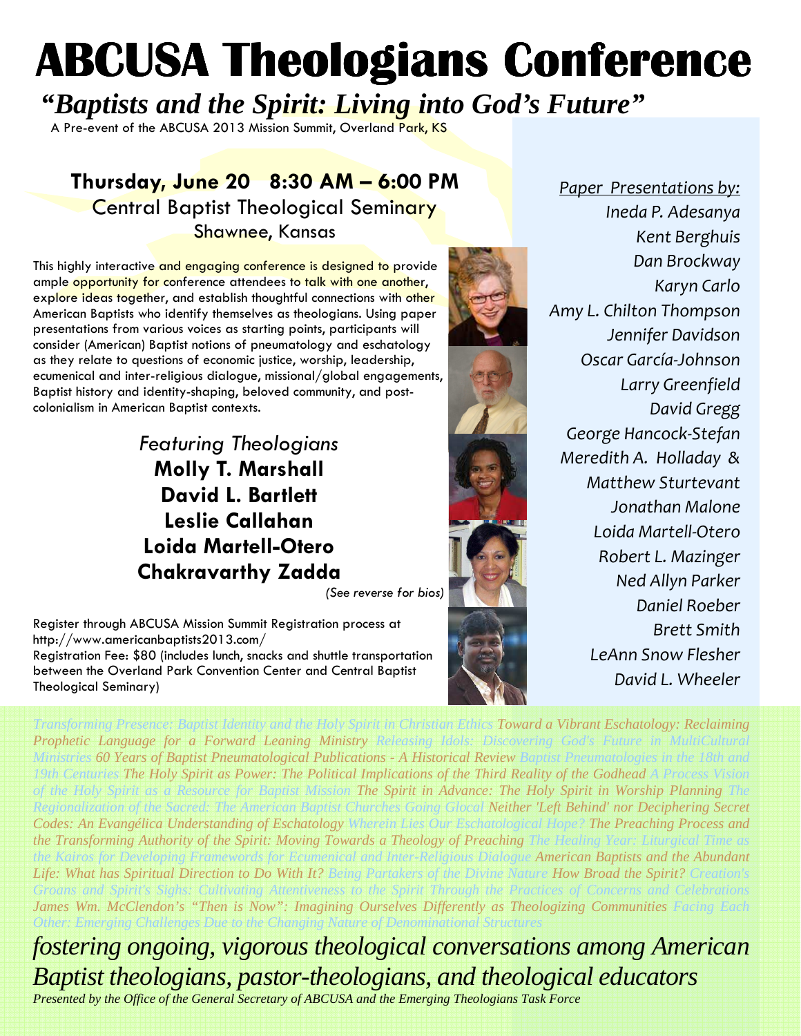# ABCUSA Theologians Conference

## *"Baptists and the Spirit: Living into God's Future"*

A Pre-event of the ABCUSA 2013 Mission Summit, Overland Park, KS

### Thursday, June 20   8:30 AM – 6:00 PM

Central Baptist Theological Seminary
Shawnee, Kansas

This highly interactive and engaging conference is designed to provide ample opportunity for conference attendees to talk with one another, explore ideas together, and establish thoughtful connections with other American Baptists who identify themselves as theologians. Using paper presentations from various voices as starting points, participants will consider (American) Baptist notions of pneumatology and eschatology as they relate to questions of economic justice, worship, leadership, ecumenical and inter-religious dialogue, missional/global engagements, Baptist history and identity-shaping, beloved community, and post-colonialism in American Baptist contexts.

*Featuring Theologians*

**Molly T. Marshall**
**David L. Bartlett**
**Leslie Callahan**
**Loida Martell-Otero**
**Chakravarthy Zadda**

*(See reverse for bios)*

Register through ABCUSA Mission Summit Registration process at http://www.americanbaptists2013.com/
Registration Fee: $80 (includes lunch, snacks and shuttle transportation between the Overland Park Convention Center and Central Baptist Theological Seminary)

*Paper Presentations by:*

*Ineda P. Adesanya*
*Kent Berghuis*
*Dan Brockway*
*Karyn Carlo*
*Amy L. Chilton Thompson*
*Jennifer Davidson*
*Oscar García-Johnson*
*Larry Greenfield*
*David Gregg*
*George Hancock-Stefan*
*Meredith A. Holladay &*
*Matthew Sturtevant*
*Jonathan Malone*
*Loida Martell-Otero*
*Robert L. Mazinger*
*Ned Allyn Parker*
*Daniel Roeber*
*Brett Smith*
*LeAnn Snow Flesher*
*David L. Wheeler*

*Transforming Presence: Baptist Identity and the Holy Spirit in Christian Ethics Toward a Vibrant Eschatology: Reclaiming Prophetic Language for a Forward Leaning Ministry Releasing Idols: Discovering God's Future in MultiCultural Ministries 60 Years of Baptist Pneumatological Publications - A Historical Review Baptist Pneumatologies in the 18th and 19th Centuries The Holy Spirit as Power: The Political Implications of the Third Reality of the Godhead A Process Vision of the Holy Spirit as a Resource for Baptist Mission The Spirit in Advance: The Holy Spirit in Worship Planning The Regionalization of the Sacred: The American Baptist Churches Going Glocal Neither 'Left Behind' nor Deciphering Secret Codes: An Evangélica Understanding of Eschatology Wherein Lies Our Eschatological Hope? The Preaching Process and the Transforming Authority of the Spirit: Moving Towards a Theology of Preaching The Healing Year: Liturgical Time as the Kairos for Developing Frameworks for Ecumenical and Inter-Religious Dialogue American Baptists and the Abundant Life: What has Spiritual Direction to Do With It? Being Partakers of the Divine Nature How Broad the Spirit? Creation's Groans and Spirit's Sighs: Cultivating Attentiveness to the Spirit Through the Practices of Concerns and Celebrations James Wm. McClendon's "Then is Now": Imagining Ourselves Differently as Theologizing Communities Facing Each Other: Emerging Challenges Due to the Changing Nature of Denominational Structures*

*fostering ongoing, vigorous theological conversations among American Baptist theologians, pastor-theologians, and theological educators*

*Presented by the Office of the General Secretary of ABCUSA and the Emerging Theologians Task Force*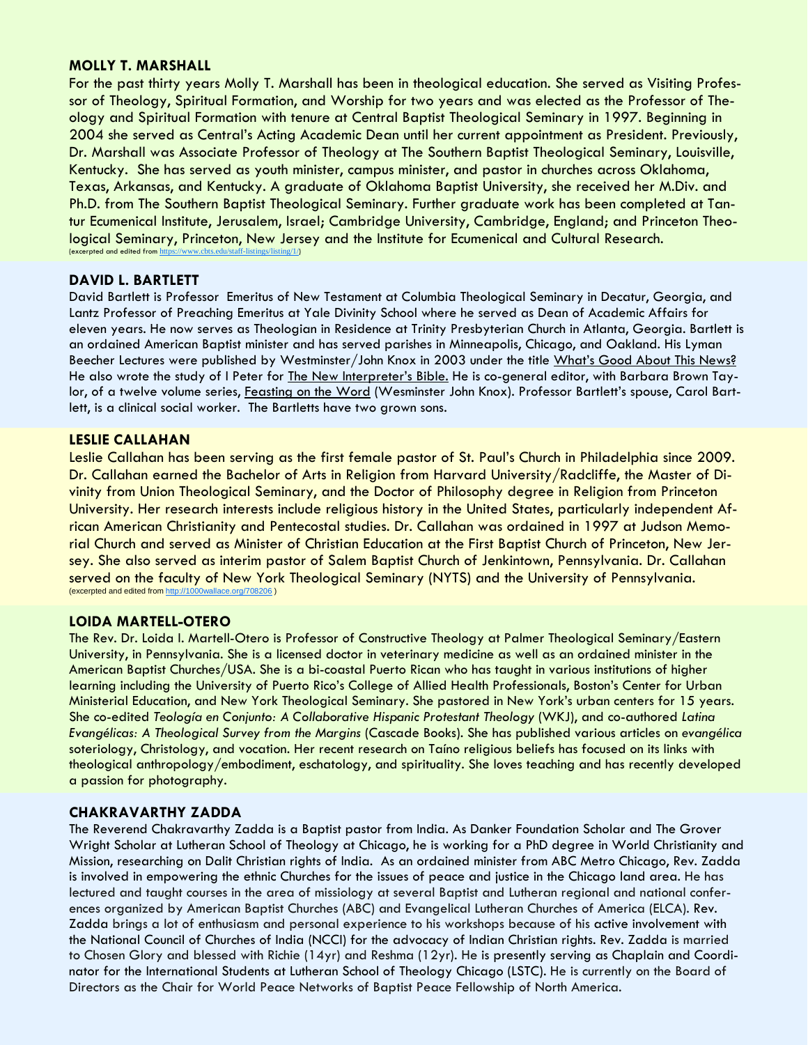## MOLLY T. MARSHALL

For the past thirty years Molly T. Marshall has been in theological education. She served as Visiting Professor of Theology, Spiritual Formation, and Worship for two years and was elected as the Professor of Theology and Spiritual Formation with tenure at Central Baptist Theological Seminary in 1997. Beginning in 2004 she served as Central's Acting Academic Dean until her current appointment as President. Previously, Dr. Marshall was Associate Professor of Theology at The Southern Baptist Theological Seminary, Louisville, Kentucky. She has served as youth minister, campus minister, and pastor in churches across Oklahoma, Texas, Arkansas, and Kentucky. A graduate of Oklahoma Baptist University, she received her M.Div. and Ph.D. from The Southern Baptist Theological Seminary. Further graduate work has been completed at Tantur Ecumenical Institute, Jerusalem, Israel; Cambridge University, Cambridge, England; and Princeton Theological Seminary, Princeton, New Jersey and the Institute for Ecumenical and Cultural Research.

(excerpted and edited from https://www.cbts.edu/staff-listings/listing/1/)

## DAVID L. BARTLETT

David Bartlett is Professor Emeritus of New Testament at Columbia Theological Seminary in Decatur, Georgia, and Lantz Professor of Preaching Emeritus at Yale Divinity School where he served as Dean of Academic Affairs for eleven years. He now serves as Theologian in Residence at Trinity Presbyterian Church in Atlanta, Georgia. Bartlett is an ordained American Baptist minister and has served parishes in Minneapolis, Chicago, and Oakland. His Lyman Beecher Lectures were published by Westminster/John Knox in 2003 under the title What's Good About This News? He also wrote the study of I Peter for The New Interpreter's Bible. He is co-general editor, with Barbara Brown Taylor, of a twelve volume series, Feasting on the Word (Wesminster John Knox). Professor Bartlett's spouse, Carol Bartlett, is a clinical social worker. The Bartletts have two grown sons.

## LESLIE CALLAHAN

Leslie Callahan has been serving as the first female pastor of St. Paul's Church in Philadelphia since 2009. Dr. Callahan earned the Bachelor of Arts in Religion from Harvard University/Radcliffe, the Master of Divinity from Union Theological Seminary, and the Doctor of Philosophy degree in Religion from Princeton University. Her research interests include religious history in the United States, particularly independent African American Christianity and Pentecostal studies. Dr. Callahan was ordained in 1997 at Judson Memorial Church and served as Minister of Christian Education at the First Baptist Church of Princeton, New Jersey. She also served as interim pastor of Salem Baptist Church of Jenkintown, Pennsylvania. Dr. Callahan served on the faculty of New York Theological Seminary (NYTS) and the University of Pennsylvania.

(excerpted and edited from http://1000wallace.org/708206 )

## LOIDA MARTELL-OTERO

The Rev. Dr. Loida I. Martell-Otero is Professor of Constructive Theology at Palmer Theological Seminary/Eastern University, in Pennsylvania. She is a licensed doctor in veterinary medicine as well as an ordained minister in the American Baptist Churches/USA. She is a bi-coastal Puerto Rican who has taught in various institutions of higher learning including the University of Puerto Rico's College of Allied Health Professionals, Boston's Center for Urban Ministerial Education, and New York Theological Seminary. She pastored in New York's urban centers for 15 years. She co-edited *Teología en Conjunto: A Collaborative Hispanic Protestant Theology* (WKJ), and co-authored *Latina Evangélicas: A Theological Survey from the Margins* (Cascade Books). She has published various articles on *evangélica* soteriology, Christology, and vocation. Her recent research on Taíno religious beliefs has focused on its links with theological anthropology/embodiment, eschatology, and spirituality. She loves teaching and has recently developed a passion for photography.

## CHAKRAVARTHY ZADDA

The Reverend Chakravarthy Zadda is a Baptist pastor from India. As Danker Foundation Scholar and The Grover Wright Scholar at Lutheran School of Theology at Chicago, he is working for a PhD degree in World Christianity and Mission, researching on Dalit Christian rights of India. As an ordained minister from ABC Metro Chicago, Rev. Zadda is involved in empowering the ethnic Churches for the issues of peace and justice in the Chicago land area. He has lectured and taught courses in the area of missiology at several Baptist and Lutheran regional and national conferences organized by American Baptist Churches (ABC) and Evangelical Lutheran Churches of America (ELCA). Rev. Zadda brings a lot of enthusiasm and personal experience to his workshops because of his active involvement with the National Council of Churches of India (NCCI) for the advocacy of Indian Christian rights. Rev. Zadda is married to Chosen Glory and blessed with Richie (14yr) and Reshma (12yr). He is presently serving as Chaplain and Coordinator for the International Students at Lutheran School of Theology Chicago (LSTC). He is currently on the Board of Directors as the Chair for World Peace Networks of Baptist Peace Fellowship of North America.